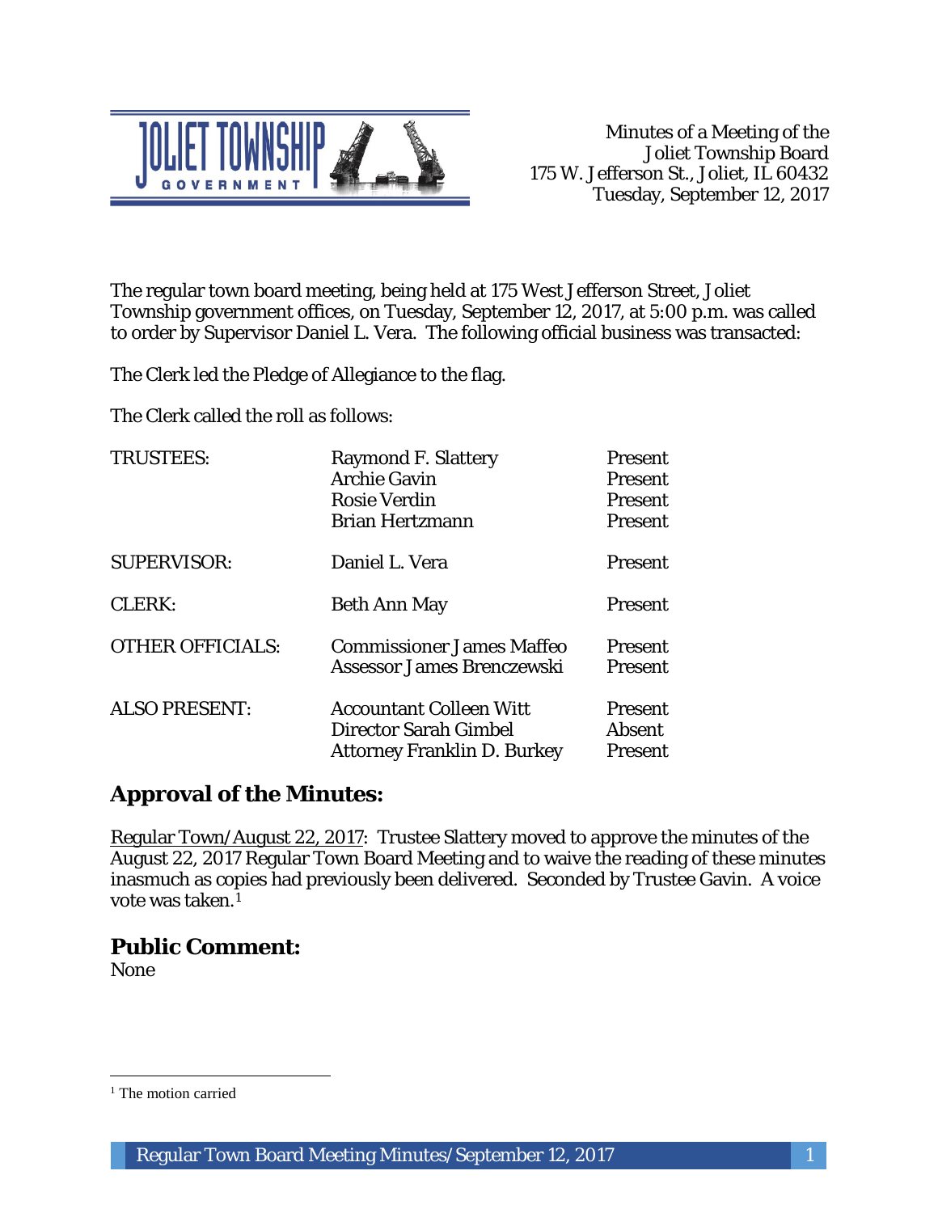Minutes of a Meeting of the
Joliet Township Board
175 W. Jefferson St., Joliet, IL 60432
Tuesday, September 12, 2017

The regular town board meeting, being held at 175 West Jefferson Street, Joliet Township government offices, on Tuesday, September 12, 2017, at 5:00 p.m. was called to order by Supervisor Daniel L. Vera. The following official business was transacted:

The Clerk led the Pledge of Allegiance to the flag.

The Clerk called the roll as follows:

| | | |
|---|---|---|
| TRUSTEES: | Raymond F. Slattery | Present |
| | Archie Gavin | Present |
| | Rosie Verdin | Present |
| | Brian Hertzmann | Present |
| SUPERVISOR: | Daniel L. Vera | Present |
| CLERK: | Beth Ann May | Present |
| OTHER OFFICIALS: | Commissioner James Maffeo | Present |
| | Assessor James Brenczewski | Present |
| ALSO PRESENT: | Accountant Colleen Witt | Present |
| | Director Sarah Gimbel | Absent |
| | Attorney Franklin D. Burkey | Present |

## Approval of the Minutes:

Regular Town/August 22, 2017: Trustee Slattery moved to approve the minutes of the August 22, 2017 Regular Town Board Meeting and to waive the reading of these minutes inasmuch as copies had previously been delivered. Seconded by Trustee Gavin. A voice vote was taken.[1]

## Public Comment:

None

[1] The motion carried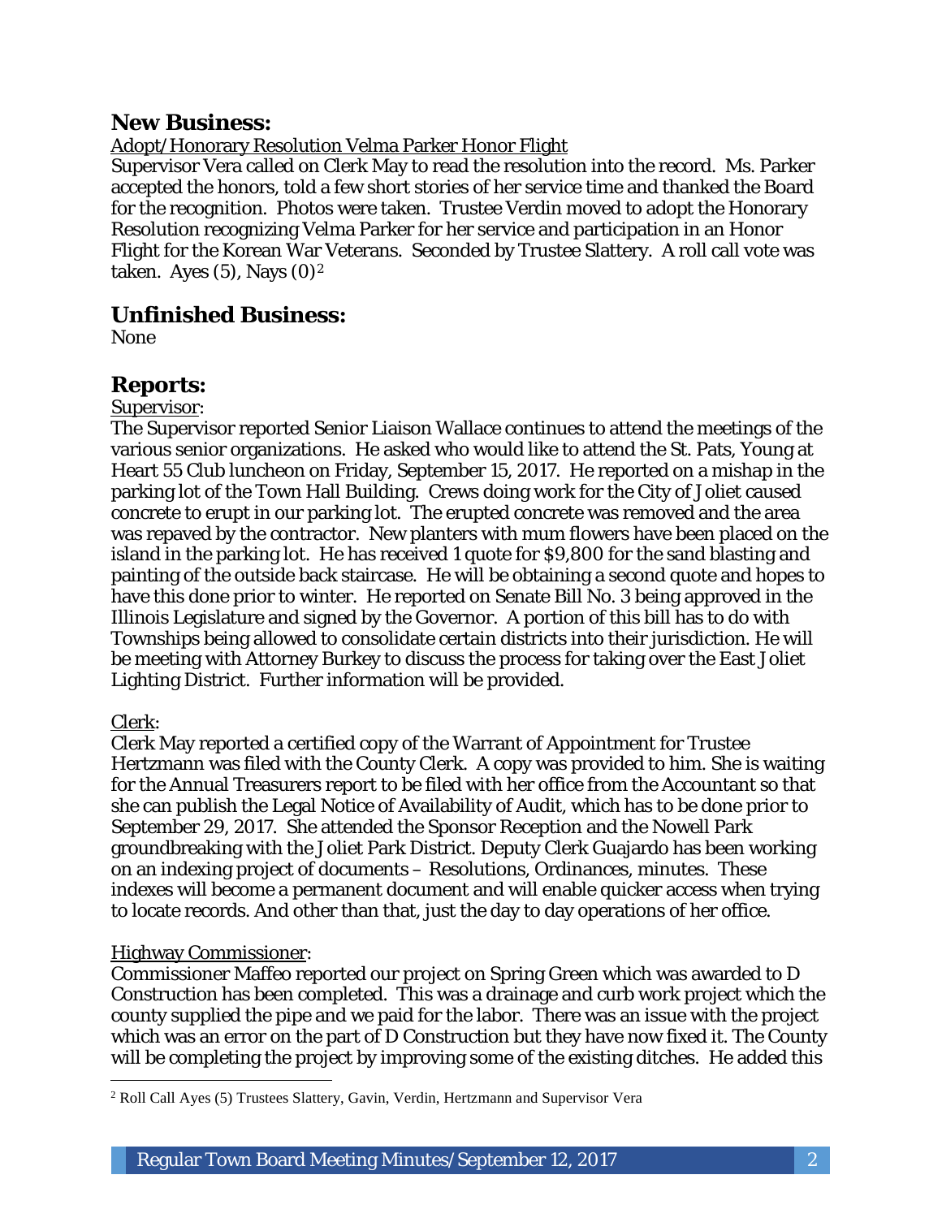## New Business:

Adopt/Honorary Resolution Velma Parker Honor Flight

Supervisor Vera called on Clerk May to read the resolution into the record. Ms. Parker accepted the honors, told a few short stories of her service time and thanked the Board for the recognition. Photos were taken. Trustee Verdin moved to adopt the Honorary Resolution recognizing Velma Parker for her service and participation in an Honor Flight for the Korean War Veterans. Seconded by Trustee Slattery. A roll call vote was taken. Ayes (5), Nays (0)[2]

## Unfinished Business:

None

## Reports:

Supervisor:

The Supervisor reported Senior Liaison Wallace continues to attend the meetings of the various senior organizations. He asked who would like to attend the St. Pats, Young at Heart 55 Club luncheon on Friday, September 15, 2017. He reported on a mishap in the parking lot of the Town Hall Building. Crews doing work for the City of Joliet caused concrete to erupt in our parking lot. The erupted concrete was removed and the area was repaved by the contractor. New planters with mum flowers have been placed on the island in the parking lot. He has received 1 quote for $9,800 for the sand blasting and painting of the outside back staircase. He will be obtaining a second quote and hopes to have this done prior to winter. He reported on Senate Bill No. 3 being approved in the Illinois Legislature and signed by the Governor. A portion of this bill has to do with Townships being allowed to consolidate certain districts into their jurisdiction. He will be meeting with Attorney Burkey to discuss the process for taking over the East Joliet Lighting District. Further information will be provided.

Clerk:

Clerk May reported a certified copy of the Warrant of Appointment for Trustee Hertzmann was filed with the County Clerk. A copy was provided to him. She is waiting for the Annual Treasurers report to be filed with her office from the Accountant so that she can publish the Legal Notice of Availability of Audit, which has to be done prior to September 29, 2017. She attended the Sponsor Reception and the Nowell Park groundbreaking with the Joliet Park District. Deputy Clerk Guajardo has been working on an indexing project of documents – Resolutions, Ordinances, minutes. These indexes will become a permanent document and will enable quicker access when trying to locate records. And other than that, just the day to day operations of her office.

Highway Commissioner:

Commissioner Maffeo reported our project on Spring Green which was awarded to D Construction has been completed. This was a drainage and curb work project which the county supplied the pipe and we paid for the labor. There was an issue with the project which was an error on the part of D Construction but they have now fixed it. The County will be completing the project by improving some of the existing ditches. He added this

[2] Roll Call Ayes (5) Trustees Slattery, Gavin, Verdin, Hertzmann and Supervisor Vera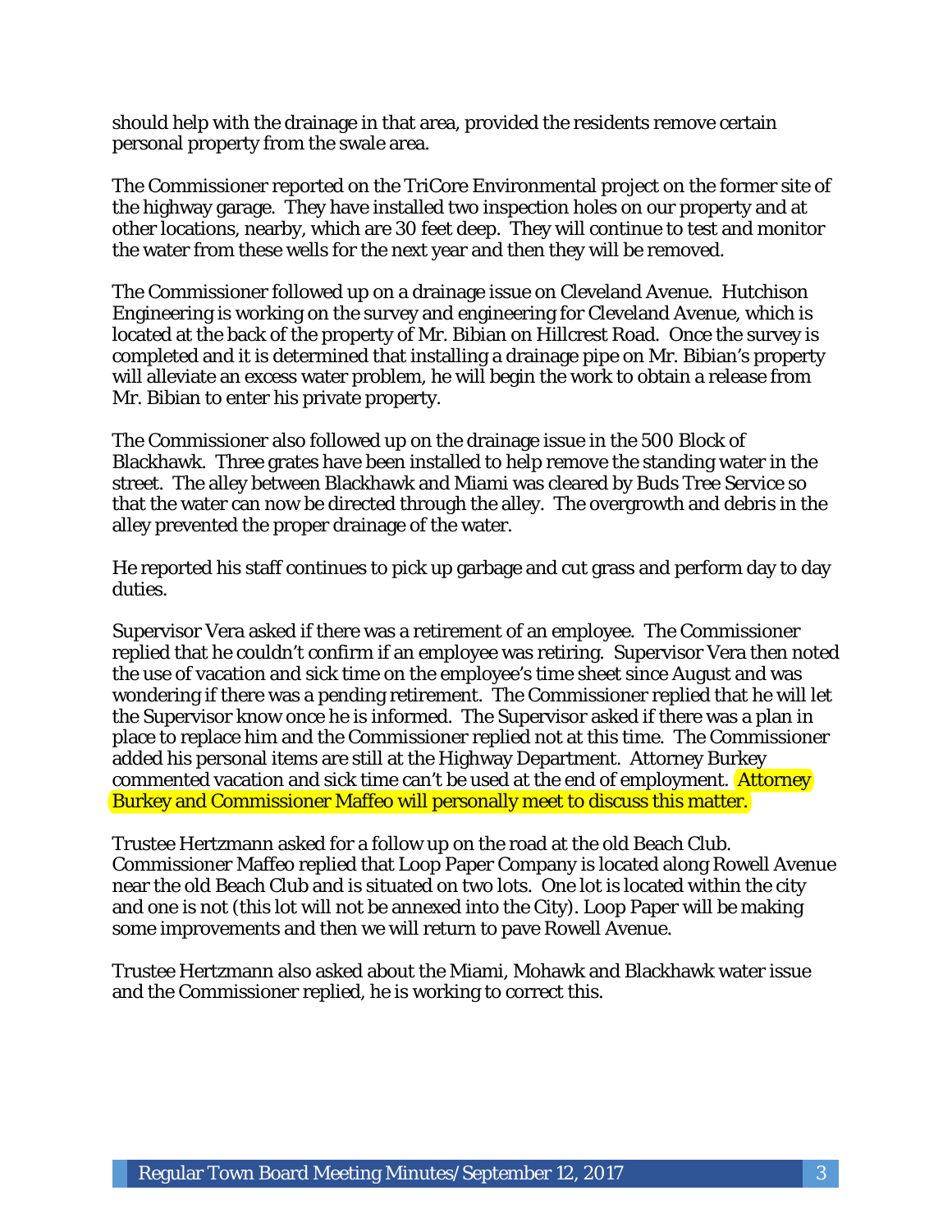should help with the drainage in that area, provided the residents remove certain personal property from the swale area.

The Commissioner reported on the TriCore Environmental project on the former site of the highway garage. They have installed two inspection holes on our property and at other locations, nearby, which are 30 feet deep. They will continue to test and monitor the water from these wells for the next year and then they will be removed.

The Commissioner followed up on a drainage issue on Cleveland Avenue. Hutchison Engineering is working on the survey and engineering for Cleveland Avenue, which is located at the back of the property of Mr. Bibian on Hillcrest Road. Once the survey is completed and it is determined that installing a drainage pipe on Mr. Bibian's property will alleviate an excess water problem, he will begin the work to obtain a release from Mr. Bibian to enter his private property.

The Commissioner also followed up on the drainage issue in the 500 Block of Blackhawk. Three grates have been installed to help remove the standing water in the street. The alley between Blackhawk and Miami was cleared by Buds Tree Service so that the water can now be directed through the alley. The overgrowth and debris in the alley prevented the proper drainage of the water.

He reported his staff continues to pick up garbage and cut grass and perform day to day duties.

Supervisor Vera asked if there was a retirement of an employee. The Commissioner replied that he couldn't confirm if an employee was retiring. Supervisor Vera then noted the use of vacation and sick time on the employee's time sheet since August and was wondering if there was a pending retirement. The Commissioner replied that he will let the Supervisor know once he is informed. The Supervisor asked if there was a plan in place to replace him and the Commissioner replied not at this time. The Commissioner added his personal items are still at the Highway Department. Attorney Burkey commented vacation and sick time can't be used at the end of employment. Attorney Burkey and Commissioner Maffeo will personally meet to discuss this matter.

Trustee Hertzmann asked for a follow up on the road at the old Beach Club. Commissioner Maffeo replied that Loop Paper Company is located along Rowell Avenue near the old Beach Club and is situated on two lots. One lot is located within the city and one is not (this lot will not be annexed into the City). Loop Paper will be making some improvements and then we will return to pave Rowell Avenue.

Trustee Hertzmann also asked about the Miami, Mohawk and Blackhawk water issue and the Commissioner replied, he is working to correct this.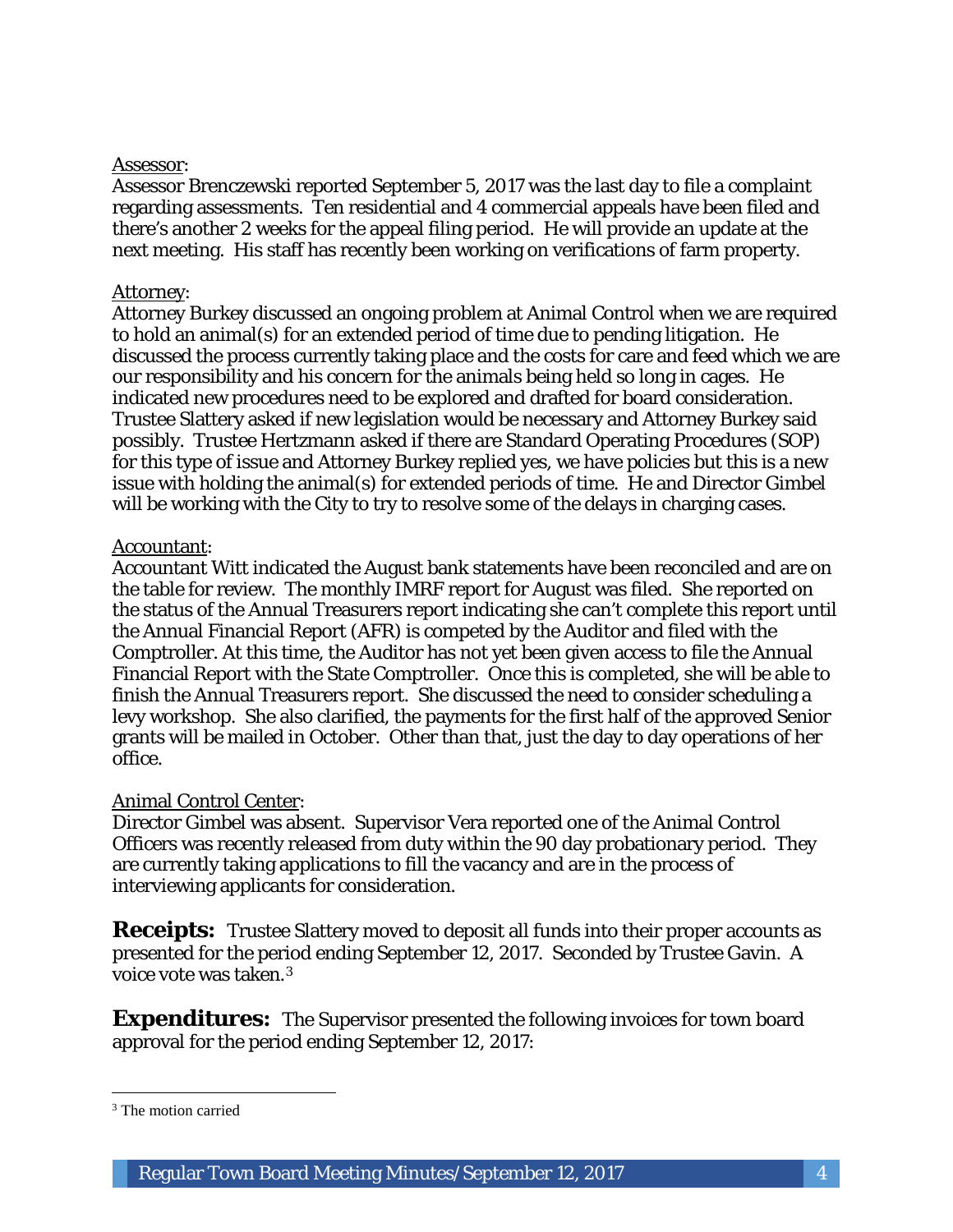Assessor:
Assessor Brenczewski reported September 5, 2017 was the last day to file a complaint regarding assessments. Ten residential and 4 commercial appeals have been filed and there's another 2 weeks for the appeal filing period. He will provide an update at the next meeting. His staff has recently been working on verifications of farm property.

Attorney:
Attorney Burkey discussed an ongoing problem at Animal Control when we are required to hold an animal(s) for an extended period of time due to pending litigation. He discussed the process currently taking place and the costs for care and feed which we are our responsibility and his concern for the animals being held so long in cages. He indicated new procedures need to be explored and drafted for board consideration. Trustee Slattery asked if new legislation would be necessary and Attorney Burkey said possibly. Trustee Hertzmann asked if there are Standard Operating Procedures (SOP) for this type of issue and Attorney Burkey replied yes, we have policies but this is a new issue with holding the animal(s) for extended periods of time. He and Director Gimbel will be working with the City to try to resolve some of the delays in charging cases.

Accountant:
Accountant Witt indicated the August bank statements have been reconciled and are on the table for review. The monthly IMRF report for August was filed. She reported on the status of the Annual Treasurers report indicating she can't complete this report until the Annual Financial Report (AFR) is competed by the Auditor and filed with the Comptroller. At this time, the Auditor has not yet been given access to file the Annual Financial Report with the State Comptroller. Once this is completed, she will be able to finish the Annual Treasurers report. She discussed the need to consider scheduling a levy workshop. She also clarified, the payments for the first half of the approved Senior grants will be mailed in October. Other than that, just the day to day operations of her office.

Animal Control Center:
Director Gimbel was absent. Supervisor Vera reported one of the Animal Control Officers was recently released from duty within the 90 day probationary period. They are currently taking applications to fill the vacancy and are in the process of interviewing applicants for consideration.

**Receipts:** Trustee Slattery moved to deposit all funds into their proper accounts as presented for the period ending September 12, 2017. Seconded by Trustee Gavin. A voice vote was taken.[3]

**Expenditures:** The Supervisor presented the following invoices for town board approval for the period ending September 12, 2017:

---

[3] The motion carried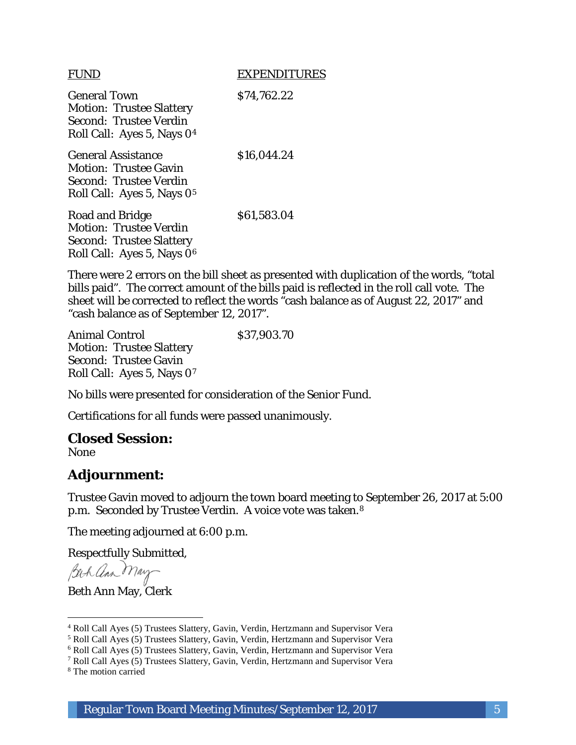| FUND | EXPENDITURES |
|---|---|
| General Town<br>Motion: Trustee Slattery<br>Second: Trustee Verdin<br>Roll Call: Ayes 5, Nays 0[4] | $74,762.22 |
| General Assistance<br>Motion: Trustee Gavin<br>Second: Trustee Verdin<br>Roll Call: Ayes 5, Nays 0[5] | $16,044.24 |
| Road and Bridge<br>Motion: Trustee Verdin<br>Second: Trustee Slattery<br>Roll Call: Ayes 5, Nays 0[6] | $61,583.04 |

There were 2 errors on the bill sheet as presented with duplication of the words, "total bills paid". The correct amount of the bills paid is reflected in the roll call vote. The sheet will be corrected to reflect the words "cash balance as of August 22, 2017" and "cash balance as of September 12, 2017".

| | |
|---|---|
| Animal Control<br>Motion: Trustee Slattery<br>Second: Trustee Gavin<br>Roll Call: Ayes 5, Nays 0[7] | $37,903.70 |

No bills were presented for consideration of the Senior Fund.

Certifications for all funds were passed unanimously.

## Closed Session:

None

## Adjournment:

Trustee Gavin moved to adjourn the town board meeting to September 26, 2017 at 5:00 p.m. Seconded by Trustee Verdin. A voice vote was taken.[8]

The meeting adjourned at 6:00 p.m.

Respectfully Submitted,

Beth Ann May

Beth Ann May, Clerk

---

[4] Roll Call Ayes (5) Trustees Slattery, Gavin, Verdin, Hertzmann and Supervisor Vera

[5] Roll Call Ayes (5) Trustees Slattery, Gavin, Verdin, Hertzmann and Supervisor Vera

[6] Roll Call Ayes (5) Trustees Slattery, Gavin, Verdin, Hertzmann and Supervisor Vera

[7] Roll Call Ayes (5) Trustees Slattery, Gavin, Verdin, Hertzmann and Supervisor Vera

[8] The motion carried